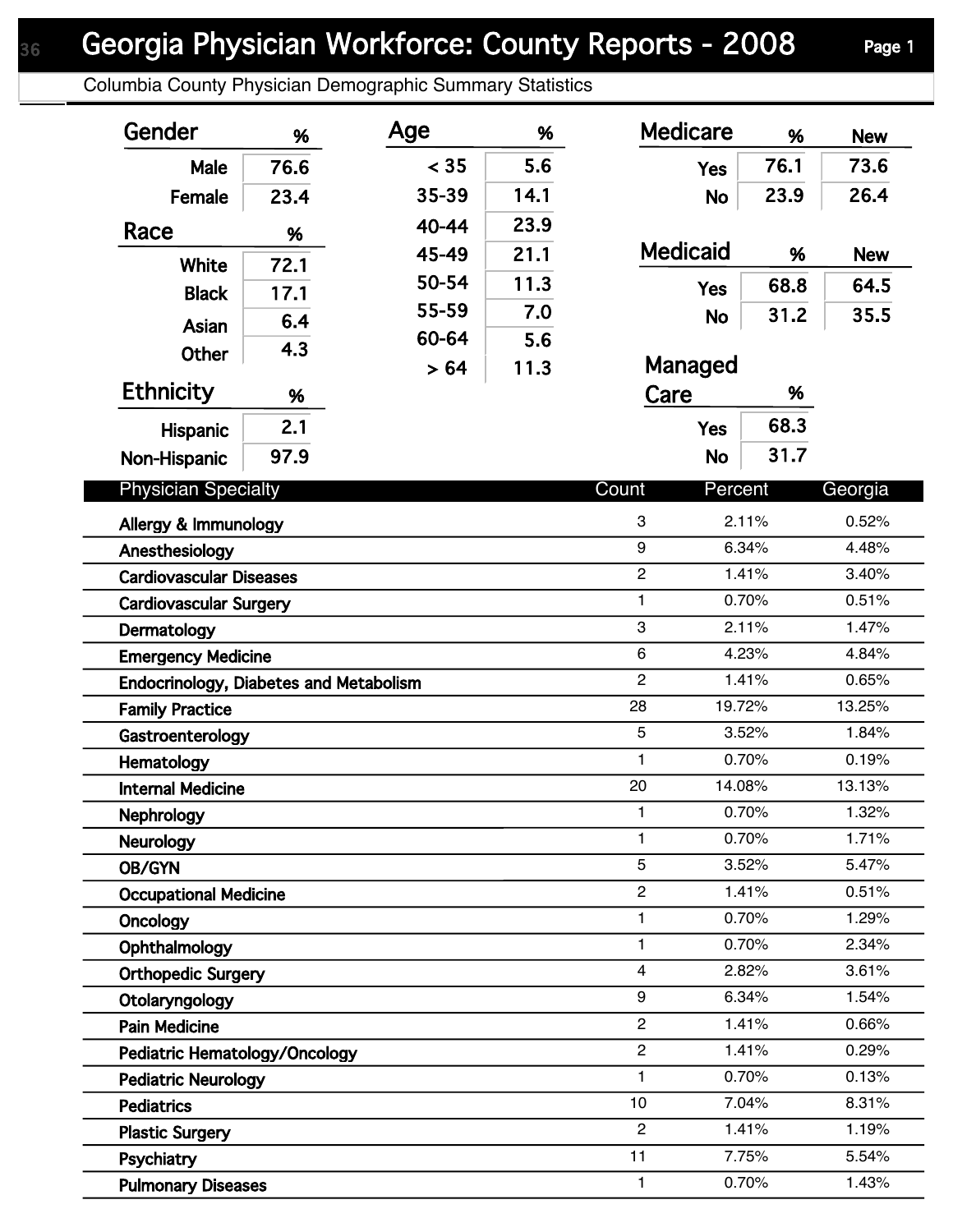# Georgia Physician Workforce: County Reports - 2008

## Columbia County Physician Demographic Summary Statistics

### Gender

| Gender | % |
|---|---|
| Male | 76.6 |
| Female | 23.4 |

### Race

| Race | % |
|---|---|
| White | 72.1 |
| Black | 17.1 |
| Asian | 6.4 |
| Other | 4.3 |

### Ethnicity

| Ethnicity | % |
|---|---|
| Hispanic | 2.1 |
| Non-Hispanic | 97.9 |

### Age

| Age | % |
|---|---|
| < 35 | 5.6 |
| 35-39 | 14.1 |
| 40-44 | 23.9 |
| 45-49 | 21.1 |
| 50-54 | 11.3 |
| 55-59 | 7.0 |
| 60-64 | 5.6 |
| > 64 | 11.3 |

### Medicare

| Medicare | % | New |
|---|---|---|
| Yes | 76.1 | 73.6 |
| No | 23.9 | 26.4 |

### Medicaid

| Medicaid | % | New |
|---|---|---|
| Yes | 68.8 | 64.5 |
| No | 31.2 | 35.5 |

### Managed Care

| Managed Care | % |
|---|---|
| Yes | 68.3 |
| No | 31.7 |

| Physician Specialty | Count | Percent | Georgia |
|---|---|---|---|
| Allergy & Immunology | 3 | 2.11% | 0.52% |
| Anesthesiology | 9 | 6.34% | 4.48% |
| Cardiovascular Diseases | 2 | 1.41% | 3.40% |
| Cardiovascular Surgery | 1 | 0.70% | 0.51% |
| Dermatology | 3 | 2.11% | 1.47% |
| Emergency Medicine | 6 | 4.23% | 4.84% |
| Endocrinology, Diabetes and Metabolism | 2 | 1.41% | 0.65% |
| Family Practice | 28 | 19.72% | 13.25% |
| Gastroenterology | 5 | 3.52% | 1.84% |
| Hematology | 1 | 0.70% | 0.19% |
| Internal Medicine | 20 | 14.08% | 13.13% |
| Nephrology | 1 | 0.70% | 1.32% |
| Neurology | 1 | 0.70% | 1.71% |
| OB/GYN | 5 | 3.52% | 5.47% |
| Occupational Medicine | 2 | 1.41% | 0.51% |
| Oncology | 1 | 0.70% | 1.29% |
| Ophthalmology | 1 | 0.70% | 2.34% |
| Orthopedic Surgery | 4 | 2.82% | 3.61% |
| Otolaryngology | 9 | 6.34% | 1.54% |
| Pain Medicine | 2 | 1.41% | 0.66% |
| Pediatric Hematology/Oncology | 2 | 1.41% | 0.29% |
| Pediatric Neurology | 1 | 0.70% | 0.13% |
| Pediatrics | 10 | 7.04% | 8.31% |
| Plastic Surgery | 2 | 1.41% | 1.19% |
| Psychiatry | 11 | 7.75% | 5.54% |
| Pulmonary Diseases | 1 | 0.70% | 1.43% |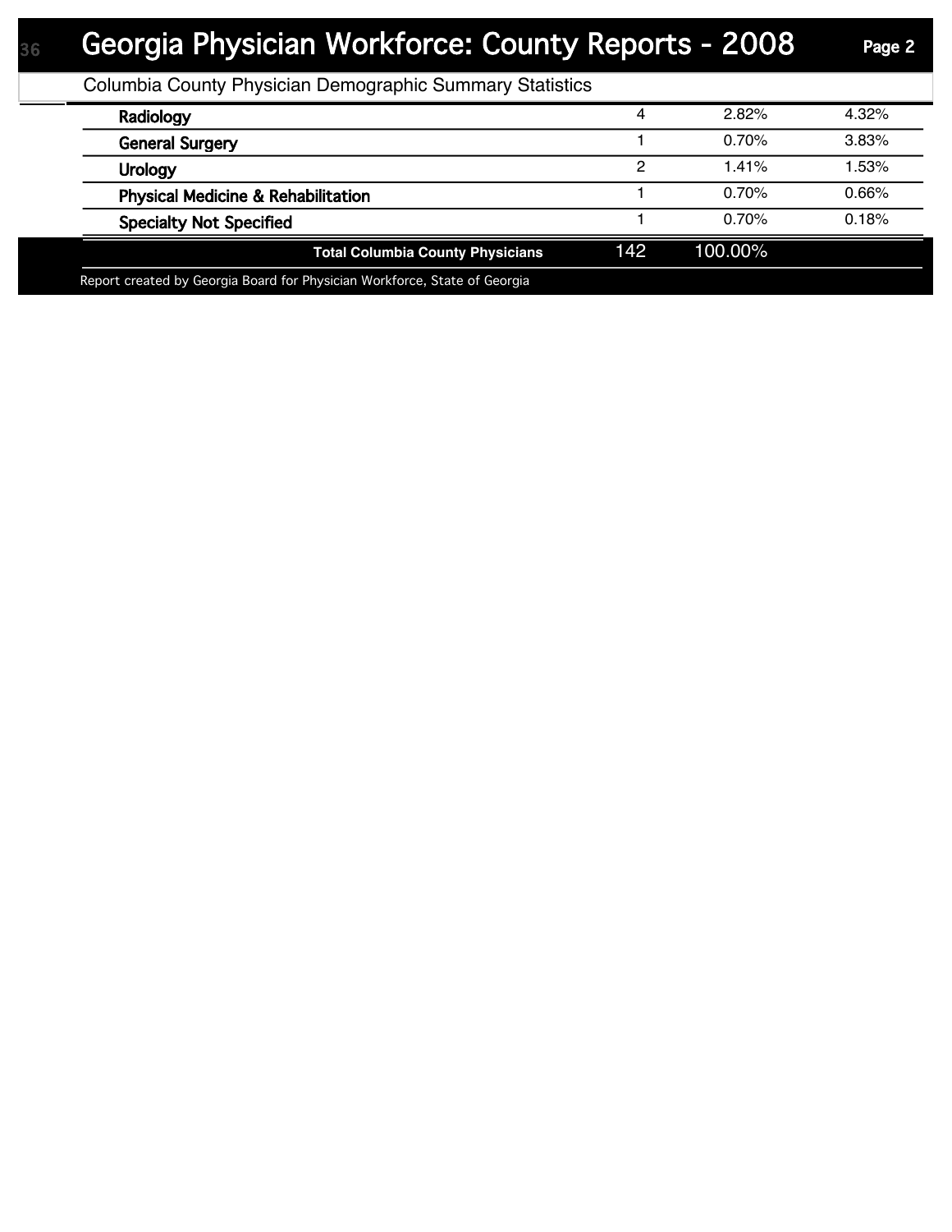## Columbia County Physician Demographic Summary Statistics

| | | | |
|---|---|---|---|
| **Radiology** | 4 | 2.82% | 4.32% |
| **General Surgery** | 1 | 0.70% | 3.83% |
| **Urology** | 2 | 1.41% | 1.53% |
| **Physical Medicine & Rehabilitation** | 1 | 0.70% | 0.66% |
| **Specialty Not Specified** | 1 | 0.70% | 0.18% |
| **Total Columbia County Physicians** | 142 | 100.00% | |

Report created by Georgia Board for Physician Workforce, State of Georgia